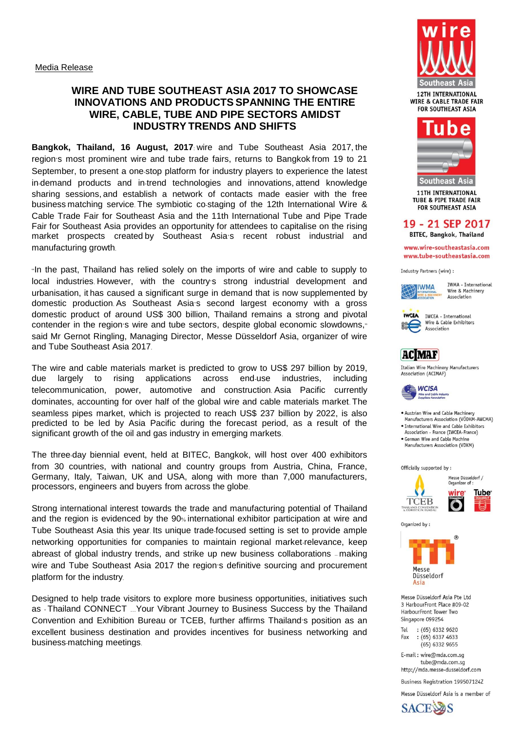Media Release

# WIRE AND TUBE SOUTHEAST ASIA 2017 TO SHOWCASE INNOVATIONS AND PRODUCTS SPANNING THE ENTIRE WIRE, CABLE, TUBE AND PIPE SECTORS AMIDST INDUSTRY TRENDS AND SHIFTS

**Bangkok, Thailand, 16 August, 2017**: wire and Tube Southeast Asia 2017, the region's most prominent wire and tube trade fairs, returns to Bangkok from 19 to 21 September, to present a one-stop platform for industry players to experience the latest in-demand products and in-trend technologies and innovations, attend knowledge sharing sessions, and establish a network of contacts made easier with the free business matching service. The symbiotic co-staging of the 12th International Wire & Cable Trade Fair for Southeast Asia and the 11th International Tube and Pipe Trade Fair for Southeast Asia provides an opportunity for attendees to capitalise on the rising market prospects created by Southeast Asia's recent robust industrial and manufacturing growth.

"In the past, Thailand has relied solely on the imports of wire and cable to supply to local industries. However, with the country's strong industrial development and urbanisation, it has caused a significant surge in demand that is now supplemented by domestic production. As Southeast Asia's second largest economy with a gross domestic product of around US$ 300 billion, Thailand remains a strong and pivotal contender in the region's wire and tube sectors, despite global economic slowdowns," said Mr Gernot Ringling, Managing Director, Messe Düsseldorf Asia, organizer of wire and Tube Southeast Asia 2017.

The wire and cable materials market is predicted to grow to US$ 297 billion by 2019, due largely to rising applications across end-use industries, including telecommunication, power, automotive and construction. Asia Pacific currently dominates, accounting for over half of the global wire and cable materials market. The seamless pipes market, which is projected to reach US$ 237 billion by 2022, is also predicted to be led by Asia Pacific during the forecast period, as a result of the significant growth of the oil and gas industry in emerging markets.

The three-day biennial event, held at BITEC, Bangkok, will host over 400 exhibitors from 30 countries, with national and country groups from Austria, China, France, Germany, Italy, Taiwan, UK and USA, along with more than 7,000 manufacturers, processors, engineers and buyers from across the globe.

Strong international interest towards the trade and manufacturing potential of Thailand and the region is evidenced by the 90% international exhibitor participation at wire and Tube Southeast Asia this year. Its unique trade-focused setting is set to provide ample networking opportunities for companies to maintain regional market-relevance, keep abreast of global industry trends, and strike up new business collaborations – making wire and Tube Southeast Asia 2017 the region's definitive sourcing and procurement platform for the industry.

Designed to help trade visitors to explore more business opportunities, initiatives such as - Thailand CONNECT …Your Vibrant Journey to Business Success by the Thailand Convention and Exhibition Bureau or TCEB, further affirms Thailand's position as an excellent business destination and provides incentives for business networking and business-matching meetings.

---

wire Southeast Asia
12TH INTERNATIONAL WIRE & CABLE TRADE FAIR FOR SOUTHEAST ASIA

Tube Southeast Asia
11TH INTERNATIONAL TUBE & PIPE TRADE FAIR FOR SOUTHEAST ASIA

**19 - 21 SEP 2017**
BITEC, Bangkok, Thailand

www.wire-southeastasia.com
www.tube-southeastasia.com

Industry Partners (wire):

- IWMA - International Wire & Machinery Association
- IWCEA - International Wire & Cable Exhibitors Association
- Italian Wire Machinery Manufacturers Association (ACIMAF)
- WCISA
- Austrian Wire and Cable Machinery Manufacturers Association (VÖDKM-AWCMA)
- International Wire and Cable Exhibitors Association - France (IWCEA-France)
- German Wire and Cable Machine Manufacturers Association (VDKM)

Officially supported by: TCEB

Messe Düsseldorf / Organizer of: wire Düsseldorf, Tube Düsseldorf

Organized by: Messe Düsseldorf Asia

Messe Düsseldorf Asia Pte Ltd
3 HarbourFront Place #09-02
HarbourFront Tower Two
Singapore 099254

Tel : (65) 6332 9620
Fax : (65) 6337 4633
(65) 6332 9655

E-mail: wire@mda.com.sg
tube@mda.com.sg
http://mda.messe-dusseldorf.com

Business Registration 199507124Z

Messe Düsseldorf Asia is a member of SACEOS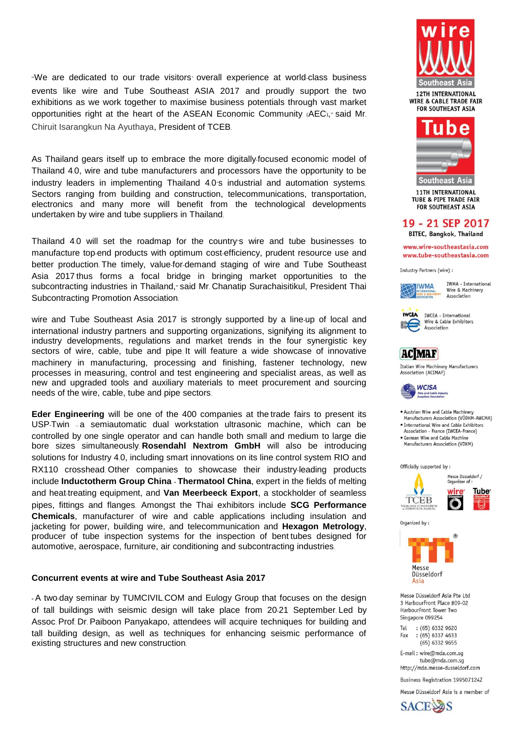"We are dedicated to our trade visitors' overall experience at world-class business events like wire and Tube Southeast ASIA 2017 and proudly support the two exhibitions as we work together to maximise business potentials through vast market opportunities right at the heart of the ASEAN Economic Community (AEC)," said Mr. Chiruit Isarangkun Na Ayuthaya, President of TCEB.

As Thailand gears itself up to embrace the more digitally-focused economic model of Thailand 4.0, wire and tube manufacturers and processors have the opportunity to be industry leaders in implementing Thailand 4.0's industrial and automation systems. Sectors ranging from building and construction, telecommunications, transportation, electronics and many more will benefit from the technological developments undertaken by wire and tube suppliers in Thailand.

Thailand 4.0 will set the roadmap for the country's wire and tube businesses to manufacture top-end products with optimum cost-efficiency, prudent resource use and better production. The timely, value-for-demand staging of wire and Tube Southeast Asia 2017 thus forms a focal bridge in bringing market opportunities to the subcontracting industries in Thailand," said Mr. Chanatip Surachaisitikul, President Thai Subcontracting Promotion Association.

wire and Tube Southeast Asia 2017 is strongly supported by a line-up of local and international industry partners and supporting organizations, signifying its alignment to industry developments, regulations and market trends in the four synergistic key sectors of wire, cable, tube and pipe. It will feature a wide showcase of innovative machinery in manufacturing, processing and finishing, fastener technology, new processes in measuring, control and test engineering and specialist areas, as well as new and upgraded tools and auxiliary materials to meet procurement and sourcing needs of the wire, cable, tube and pipe sectors.

**Eder Engineering** will be one of the 400 companies at the trade fairs to present its USP-Twin – a semiautomatic dual workstation ultrasonic machine, which can be controlled by one single operator and can handle both small and medium to large die bore sizes simultaneously. **Rosendahl Nextrom GmbH** will also be introducing solutions for Industry 4.0, including smart innovations on its line control system RIO and RX110 crosshead. Other companies to showcase their industry-leading products include **Inductotherm Group China - Thermatool China**, expert in the fields of melting and heat-treating equipment, and **Van Meerbeeck Export**, a stockholder of seamless pipes, fittings and flanges. Amongst the Thai exhibitors include **SCG Performance Chemicals**, manufacturer of wire and cable applications including insulation and jacketing for power, building wire, and telecommunication and **Hexagon Metrology**, producer of tube inspection systems for the inspection of bent tubes designed for automotive, aerospace, furniture, air conditioning and subcontracting industries.

**Concurrent events at wire and Tube Southeast Asia 2017**

- A two-day seminar by TUMCIVIL.COM and Eulogy Group that focuses on the design of tall buildings with seismic design will take place from 20-21 September. Led by Assoc. Prof. Dr. Paiboon Panyakapo, attendees will acquire techniques for building and tall building design, as well as techniques for enhancing seismic performance of existing structures and new construction.

wire Southeast Asia
12TH INTERNATIONAL WIRE & CABLE TRADE FAIR FOR SOUTHEAST ASIA

Tube Southeast Asia
11TH INTERNATIONAL TUBE & PIPE TRADE FAIR FOR SOUTHEAST ASIA

**19 - 21 SEP 2017**
BITEC, Bangkok, Thailand

www.wire-southeastasia.com
www.tube-southeastasia.com

Industry Partners (wire) :

IWMA - International Wire & Machinery Association

IWCEA - International Wire & Cable Exhibitors Association

Italian Wire Machinery Manufacturers Association (ACIMAF)

WCISA

- Austrian Wire and Cable Machinery Manufacturers Association (VÖDKM-AWCMA)
- International Wire and Cable Exhibitors Association - France (IWCEA-France)
- German Wire and Cable Machine Manufacturers Association (VDKM)

Officially supported by :

TCEB

Messe Düsseldorf / Organizer of : wire Düsseldorf, Tube Düsseldorf

Organized by :

Messe Düsseldorf Asia

Messe Düsseldorf Asia Pte Ltd
3 HarbourFront Place #09-02
HarbourFront Tower Two
Singapore 099254

Tel : (65) 6332 9620
Fax : (65) 6337 4633
(65) 6332 9655

E-mail : wire@mda.com.sg
tube@mda.com.sg
http://mda.messe-dusseldorf.com

Business Registration 199507124Z

Messe Düsseldorf Asia is a member of SACEOS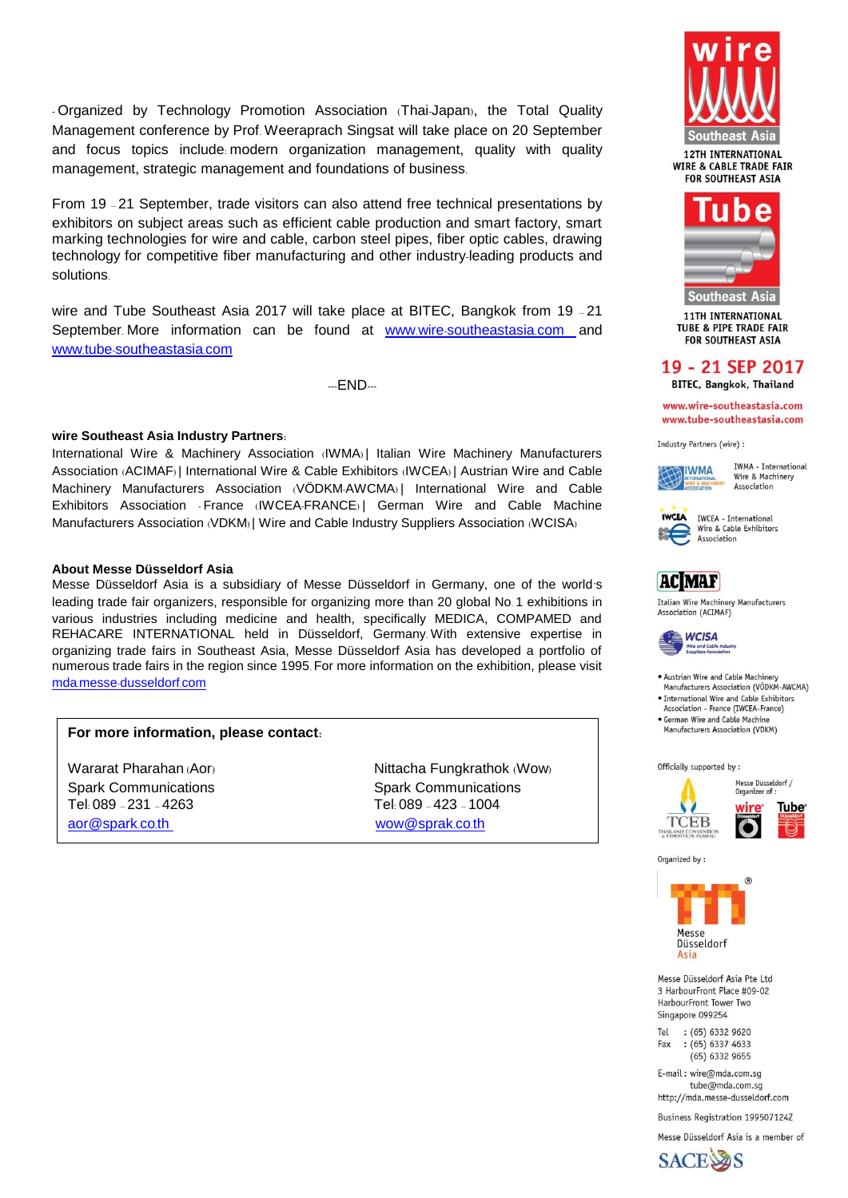- Organized by Technology Promotion Association (Thai-Japan), the Total Quality Management conference by Prof. Weeraprach Singsat will take place on 20 September and focus topics include: modern organization management, quality with quality management, strategic management and foundations of business.

From 19 – 21 September, trade visitors can also attend free technical presentations by exhibitors on subject areas such as efficient cable production and smart factory, smart marking technologies for wire and cable, carbon steel pipes, fiber optic cables, drawing technology for competitive fiber manufacturing and other industry-leading products and solutions.

wire and Tube Southeast Asia 2017 will take place at BITEC, Bangkok from 19 – 21 September. More information can be found at www.wire-southeastasia.com and www.tube-southeastasia.com

---END---

**wire Southeast Asia Industry Partners:**
International Wire & Machinery Association (IWMA) | Italian Wire Machinery Manufacturers Association (ACIMAF) | International Wire & Cable Exhibitors (IWCEA) | Austrian Wire and Cable Machinery Manufacturers Association (VÖDKM-AWCMA) | International Wire and Cable Exhibitors Association - France (IWCEA-FRANCE) | German Wire and Cable Machine Manufacturers Association (VDKM) | Wire and Cable Industry Suppliers Association (WCISA)

**About Messe Düsseldorf Asia**
Messe Düsseldorf Asia is a subsidiary of Messe Düsseldorf in Germany, one of the world's leading trade fair organizers, responsible for organizing more than 20 global No. 1 exhibitions in various industries including medicine and health, specifically MEDICA, COMPAMED and REHACARE INTERNATIONAL held in Düsseldorf, Germany. With extensive expertise in organizing trade fairs in Southeast Asia, Messe Düsseldorf Asia has developed a portfolio of numerous trade fairs in the region since 1995. For more information on the exhibition, please visit mda.messe-dusseldorf.com

**For more information, please contact:**

Wararat Pharahan (Aor)
Spark Communications
Tel: 089 – 231 – 4263
aor@spark.co.th

Nittacha Fungkhrok (Wow)
Spark Communications
Tel: 089 – 423 – 1004
wow@sprak.co.th

wire Southeast Asia
12TH INTERNATIONAL WIRE & CABLE TRADE FAIR FOR SOUTHEAST ASIA

Tube Southeast Asia
11TH INTERNATIONAL TUBE & PIPE TRADE FAIR FOR SOUTHEAST ASIA

19 - 21 SEP 2017
BITEC, Bangkok, Thailand

www.wire-southeastasia.com
www.tube-southeastasia.com

Industry Partners (wire) :

IWMA - International Wire & Machinery Association

IWCEA - International Wire & Cable Exhibitors Association

Italian Wire Machinery Manufacturers Association (ACIMAF)

WCISA

- Austrian Wire and Cable Machinery Manufacturers Association (VÖDKM-AWCMA)
- International Wire and Cable Exhibitors Association - France (IWCEA-France)
- German Wire and Cable Machine Manufacturers Association (VDKM)

Officially supported by :
TCEB

Messe Düsseldorf / Organizer of :
wire Tube

Organized by :
Messe Düsseldorf Asia

Messe Düsseldorf Asia Pte Ltd
3 HarbourFront Place #09-02
HarbourFront Tower Two
Singapore 099254

Tel : (65) 6332 9620
Fax : (65) 6337 4633
(65) 6332 9655

E-mail : wire@mda.com.sg
tube@mda.com.sg
http://mda.messe-dusseldorf.com

Business Registration 199507124Z

Messe Düsseldorf Asia is a member of
SACEOS